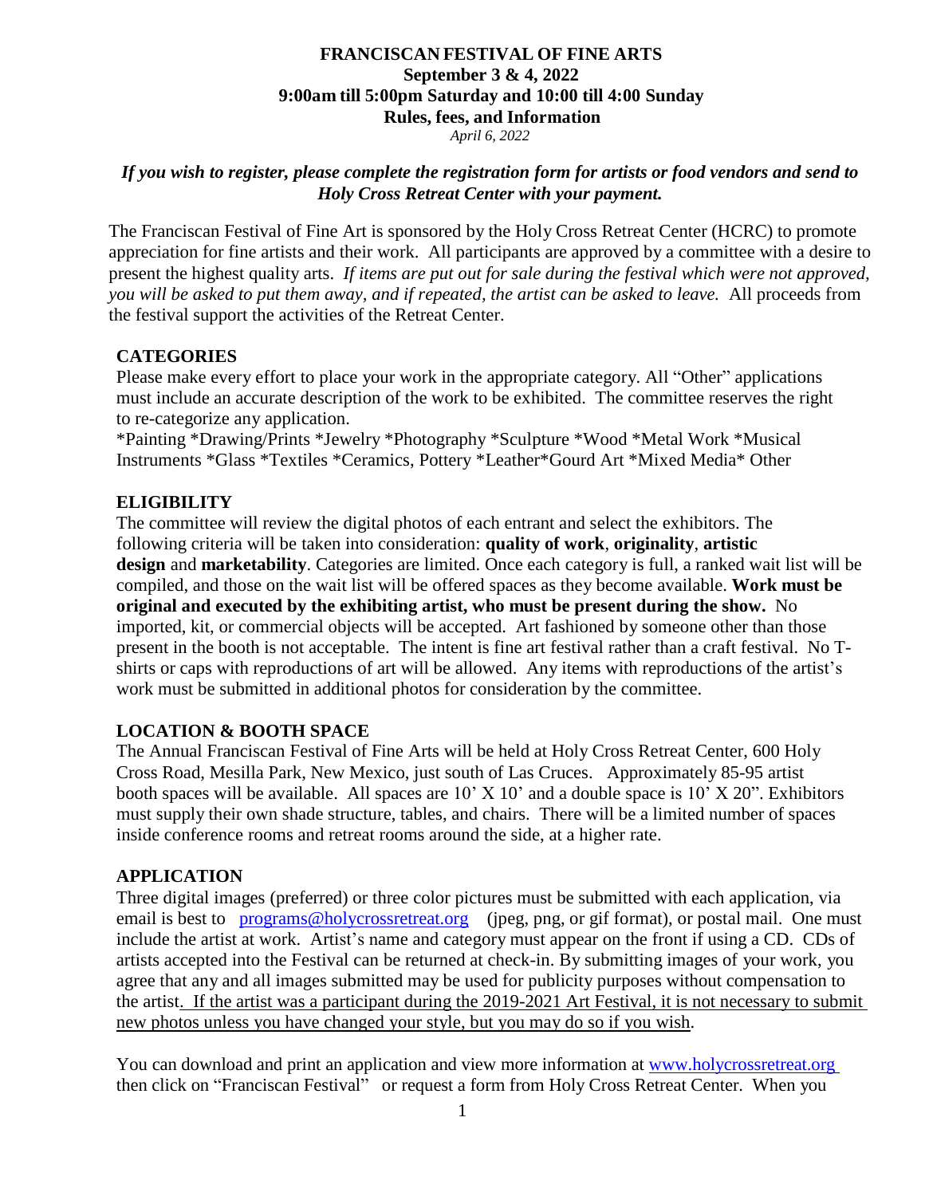# FRANCISCAN FESTIVAL OF FINE ARTS
## September 3 & 4, 2022
## 9:00am till 5:00pm Saturday and 10:00 till 4:00 Sunday
## Rules, fees, and Information

*April 6, 2022*

***If you wish to register, please complete the registration form for artists or food vendors and send to Holy Cross Retreat Center with your payment.***

The Franciscan Festival of Fine Art is sponsored by the Holy Cross Retreat Center (HCRC) to promote appreciation for fine artists and their work. All participants are approved by a committee with a desire to present the highest quality arts. *If items are put out for sale during the festival which were not approved, you will be asked to put them away, and if repeated, the artist can be asked to leave.* All proceeds from the festival support the activities of the Retreat Center.

### CATEGORIES

Please make every effort to place your work in the appropriate category. All "Other" applications must include an accurate description of the work to be exhibited. The committee reserves the right to re-categorize any application.

*Painting *Drawing/Prints *Jewelry *Photography *Sculpture *Wood *Metal Work *Musical Instruments *Glass *Textiles *Ceramics, Pottery *Leather*Gourd Art *Mixed Media* Other

### ELIGIBILITY

The committee will review the digital photos of each entrant and select the exhibitors. The following criteria will be taken into consideration: **quality of work**, **originality**, **artistic design** and **marketability**. Categories are limited. Once each category is full, a ranked wait list will be compiled, and those on the wait list will be offered spaces as they become available. **Work must be original and executed by the exhibiting artist, who must be present during the show.** No imported, kit, or commercial objects will be accepted. Art fashioned by someone other than those present in the booth is not acceptable. The intent is fine art festival rather than a craft festival. No T-shirts or caps with reproductions of art will be allowed. Any items with reproductions of the artist's work must be submitted in additional photos for consideration by the committee.

### LOCATION & BOOTH SPACE

The Annual Franciscan Festival of Fine Arts will be held at Holy Cross Retreat Center, 600 Holy Cross Road, Mesilla Park, New Mexico, just south of Las Cruces. Approximately 85-95 artist booth spaces will be available. All spaces are 10' X 10' and a double space is 10' X 20". Exhibitors must supply their own shade structure, tables, and chairs. There will be a limited number of spaces inside conference rooms and retreat rooms around the side, at a higher rate.

### APPLICATION

Three digital images (preferred) or three color pictures must be submitted with each application, via email is best to [programs@holycrossretreat.org](mailto:programs@holycrossretreat.org) (jpeg, png, or gif format), or postal mail. One must include the artist at work. Artist's name and category must appear on the front if using a CD. CDs of artists accepted into the Festival can be returned at check-in. By submitting images of your work, you agree that any and all images submitted may be used for publicity purposes without compensation to the artist. <u>If the artist was a participant during the 2019-2021 Art Festival, it is not necessary to submit new photos unless you have changed your style, but you may do so if you wish</u>.

You can download and print an application and view more information at [www.holycrossretreat.org](http://www.holycrossretreat.org) then click on "Franciscan Festival" or request a form from Holy Cross Retreat Center. When you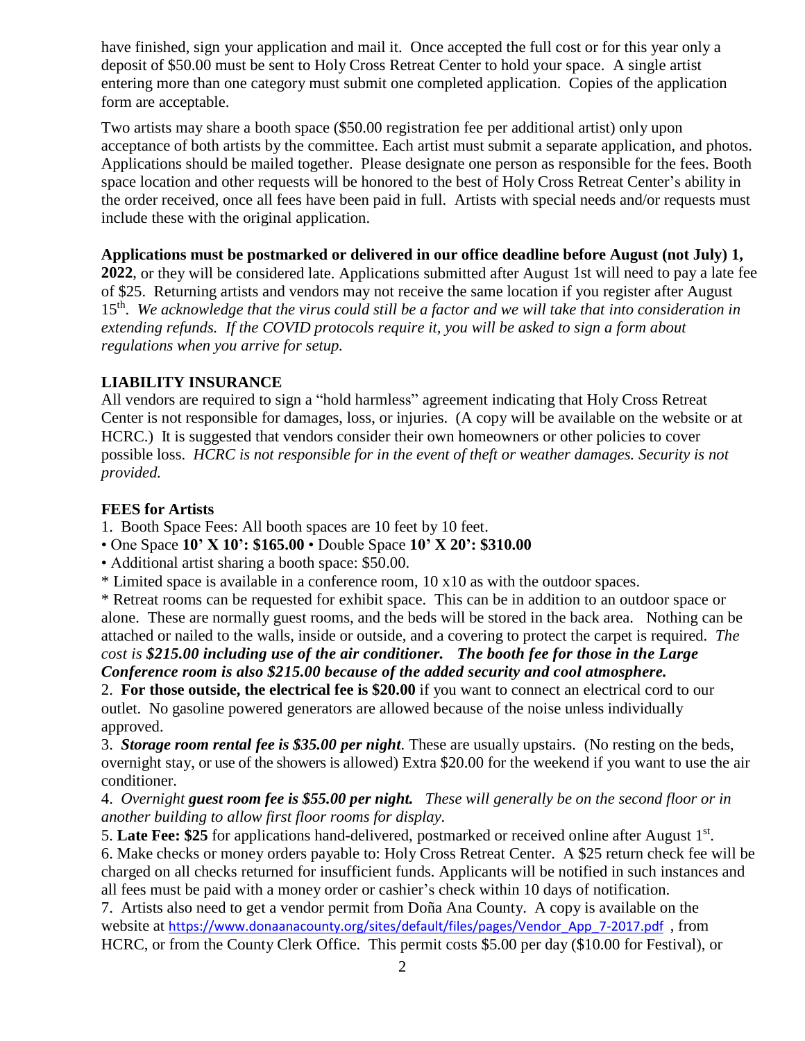have finished, sign your application and mail it. Once accepted the full cost or for this year only a deposit of $50.00 must be sent to Holy Cross Retreat Center to hold your space. A single artist entering more than one category must submit one completed application. Copies of the application form are acceptable.

Two artists may share a booth space ($50.00 registration fee per additional artist) only upon acceptance of both artists by the committee. Each artist must submit a separate application, and photos. Applications should be mailed together. Please designate one person as responsible for the fees. Booth space location and other requests will be honored to the best of Holy Cross Retreat Center's ability in the order received, once all fees have been paid in full. Artists with special needs and/or requests must include these with the original application.

**Applications must be postmarked or delivered in our office deadline before August (not July) 1, 2022**, or they will be considered late. Applications submitted after August 1st will need to pay a late fee of $25. Returning artists and vendors may not receive the same location if you register after August 15th. *We acknowledge that the virus could still be a factor and we will take that into consideration in extending refunds. If the COVID protocols require it, you will be asked to sign a form about regulations when you arrive for setup.*

## LIABILITY INSURANCE

All vendors are required to sign a "hold harmless" agreement indicating that Holy Cross Retreat Center is not responsible for damages, loss, or injuries. (A copy will be available on the website or at HCRC.) It is suggested that vendors consider their own homeowners or other policies to cover possible loss. *HCRC is not responsible for in the event of theft or weather damages. Security is not provided.*

## FEES for Artists

1. Booth Space Fees: All booth spaces are 10 feet by 10 feet.
- One Space **10' X 10': $165.00** • Double Space **10' X 20': $310.00**
- Additional artist sharing a booth space: $50.00.

* Limited space is available in a conference room, 10 x10 as with the outdoor spaces.

* Retreat rooms can be requested for exhibit space. This can be in addition to an outdoor space or alone. These are normally guest rooms, and the beds will be stored in the back area. Nothing can be attached or nailed to the walls, inside or outside, and a covering to protect the carpet is required. *The cost is **$215.00 including use of the air conditioner. The booth fee for those in the Large Conference room is also $215.00 because of the added security and cool atmosphere.***

2. **For those outside, the electrical fee is $20.00** if you want to connect an electrical cord to our outlet. No gasoline powered generators are allowed because of the noise unless individually approved.

3. ***Storage room rental fee is $35.00 per night.*** These are usually upstairs. (No resting on the beds, overnight stay, or use of the showers is allowed) Extra $20.00 for the weekend if you want to use the air conditioner.

4. *Overnight **guest room fee is $55.00 per night.** These will generally be on the second floor or in another building to allow first floor rooms for display.*

5. **Late Fee: $25** for applications hand-delivered, postmarked or received online after August 1st.

6. Make checks or money orders payable to: Holy Cross Retreat Center. A $25 return check fee will be charged on all checks returned for insufficient funds. Applicants will be notified in such instances and all fees must be paid with a money order or cashier's check within 10 days of notification.

7. Artists also need to get a vendor permit from Doña Ana County. A copy is available on the website at https://www.donaanacounty.org/sites/default/files/pages/Vendor_App_7-2017.pdf , from HCRC, or from the County Clerk Office. This permit costs $5.00 per day ($10.00 for Festival), or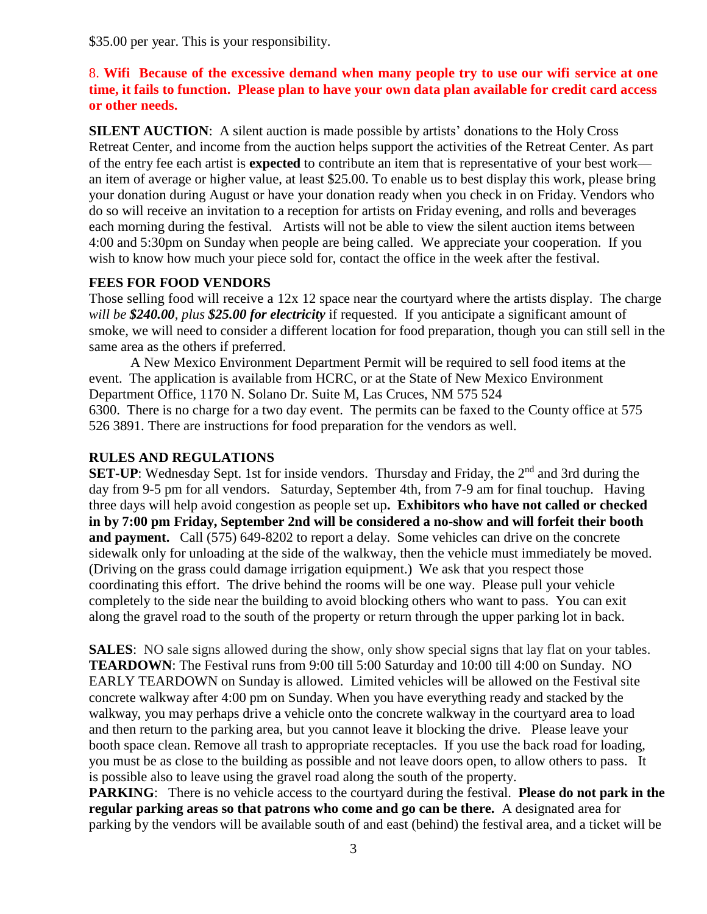$35.00 per year. This is your responsibility.

8. **Wifi Because of the excessive demand when many people try to use our wifi service at one time, it fails to function. Please plan to have your own data plan available for credit card access or other needs.**

**SILENT AUCTION**: A silent auction is made possible by artists' donations to the Holy Cross Retreat Center, and income from the auction helps support the activities of the Retreat Center. As part of the entry fee each artist is **expected** to contribute an item that is representative of your best work—an item of average or higher value, at least $25.00. To enable us to best display this work, please bring your donation during August or have your donation ready when you check in on Friday. Vendors who do so will receive an invitation to a reception for artists on Friday evening, and rolls and beverages each morning during the festival. Artists will not be able to view the silent auction items between 4:00 and 5:30pm on Sunday when people are being called. We appreciate your cooperation. If you wish to know how much your piece sold for, contact the office in the week after the festival.

**FEES FOR FOOD VENDORS**

Those selling food will receive a 12x 12 space near the courtyard where the artists display. The charge *will be **$240.00**, plus **$25.00 for electricity*** if requested. If you anticipate a significant amount of smoke, we will need to consider a different location for food preparation, though you can still sell in the same area as the others if preferred.

A New Mexico Environment Department Permit will be required to sell food items at the event. The application is available from HCRC, or at the State of New Mexico Environment Department Office, 1170 N. Solano Dr. Suite M, Las Cruces, NM 575 524 6300. There is no charge for a two day event. The permits can be faxed to the County office at 575 526 3891. There are instructions for food preparation for the vendors as well.

**RULES AND REGULATIONS**

**SET-UP**: Wednesday Sept. 1st for inside vendors. Thursday and Friday, the 2nd and 3rd during the day from 9-5 pm for all vendors. Saturday, September 4th, from 7-9 am for final touchup. Having three days will help avoid congestion as people set up**. Exhibitors who have not called or checked in by 7:00 pm Friday, September 2nd will be considered a no-show and will forfeit their booth and payment.** Call (575) 649-8202 to report a delay. Some vehicles can drive on the concrete sidewalk only for unloading at the side of the walkway, then the vehicle must immediately be moved. (Driving on the grass could damage irrigation equipment.) We ask that you respect those coordinating this effort. The drive behind the rooms will be one way. Please pull your vehicle completely to the side near the building to avoid blocking others who want to pass. You can exit along the gravel road to the south of the property or return through the upper parking lot in back.

**SALES**: NO sale signs allowed during the show, only show special signs that lay flat on your tables.
**TEARDOWN**: The Festival runs from 9:00 till 5:00 Saturday and 10:00 till 4:00 on Sunday. NO EARLY TEARDOWN on Sunday is allowed. Limited vehicles will be allowed on the Festival site concrete walkway after 4:00 pm on Sunday. When you have everything ready and stacked by the walkway, you may perhaps drive a vehicle onto the concrete walkway in the courtyard area to load and then return to the parking area, but you cannot leave it blocking the drive. Please leave your booth space clean. Remove all trash to appropriate receptacles. If you use the back road for loading, you must be as close to the building as possible and not leave doors open, to allow others to pass. It is possible also to leave using the gravel road along the south of the property.
**PARKING**: There is no vehicle access to the courtyard during the festival. **Please do not park in the regular parking areas so that patrons who come and go can be there.** A designated area for parking by the vendors will be available south of and east (behind) the festival area, and a ticket will be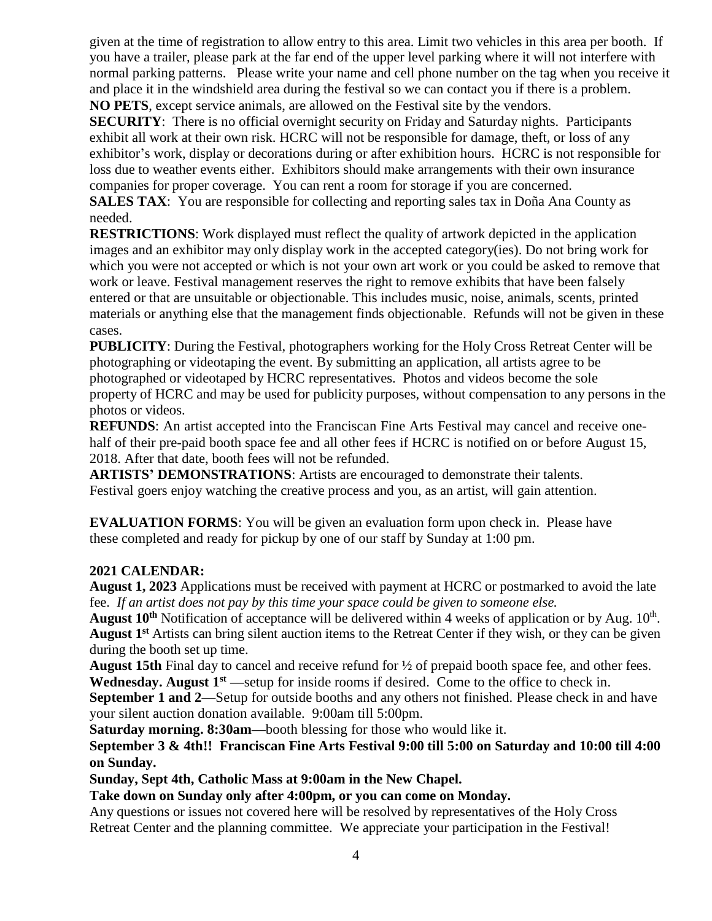given at the time of registration to allow entry to this area. Limit two vehicles in this area per booth. If you have a trailer, please park at the far end of the upper level parking where it will not interfere with normal parking patterns. Please write your name and cell phone number on the tag when you receive it and place it in the windshield area during the festival so we can contact you if there is a problem.

**NO PETS**, except service animals, are allowed on the Festival site by the vendors.

**SECURITY**: There is no official overnight security on Friday and Saturday nights. Participants exhibit all work at their own risk. HCRC will not be responsible for damage, theft, or loss of any exhibitor's work, display or decorations during or after exhibition hours. HCRC is not responsible for loss due to weather events either. Exhibitors should make arrangements with their own insurance companies for proper coverage. You can rent a room for storage if you are concerned.

**SALES TAX**: You are responsible for collecting and reporting sales tax in Doña Ana County as needed.

**RESTRICTIONS**: Work displayed must reflect the quality of artwork depicted in the application images and an exhibitor may only display work in the accepted category(ies). Do not bring work for which you were not accepted or which is not your own art work or you could be asked to remove that work or leave. Festival management reserves the right to remove exhibits that have been falsely entered or that are unsuitable or objectionable. This includes music, noise, animals, scents, printed materials or anything else that the management finds objectionable. Refunds will not be given in these cases.

**PUBLICITY**: During the Festival, photographers working for the Holy Cross Retreat Center will be photographing or videotaping the event. By submitting an application, all artists agree to be photographed or videotaped by HCRC representatives. Photos and videos become the sole property of HCRC and may be used for publicity purposes, without compensation to any persons in the photos or videos.

**REFUNDS**: An artist accepted into the Franciscan Fine Arts Festival may cancel and receive one-half of their pre-paid booth space fee and all other fees if HCRC is notified on or before August 15, 2018. After that date, booth fees will not be refunded.

**ARTISTS' DEMONSTRATIONS**: Artists are encouraged to demonstrate their talents. Festival goers enjoy watching the creative process and you, as an artist, will gain attention.

**EVALUATION FORMS**: You will be given an evaluation form upon check in. Please have these completed and ready for pickup by one of our staff by Sunday at 1:00 pm.

**2021 CALENDAR:**

**August 1, 2023** Applications must be received with payment at HCRC or postmarked to avoid the late fee. *If an artist does not pay by this time your space could be given to someone else.*

**August 10th** Notification of acceptance will be delivered within 4 weeks of application or by Aug. 10th.

**August 1st** Artists can bring silent auction items to the Retreat Center if they wish, or they can be given during the booth set up time.

**August 15th** Final day to cancel and receive refund for ½ of prepaid booth space fee, and other fees.

**Wednesday. August 1st —**setup for inside rooms if desired. Come to the office to check in.

**September 1 and 2**—Setup for outside booths and any others not finished. Please check in and have your silent auction donation available. 9:00am till 5:00pm.

**Saturday morning. 8:30am—**booth blessing for those who would like it.

**September 3 & 4th!! Franciscan Fine Arts Festival 9:00 till 5:00 on Saturday and 10:00 till 4:00 on Sunday.**

**Sunday, Sept 4th, Catholic Mass at 9:00am in the New Chapel.**

**Take down on Sunday only after 4:00pm, or you can come on Monday.**

Any questions or issues not covered here will be resolved by representatives of the Holy Cross Retreat Center and the planning committee. We appreciate your participation in the Festival!